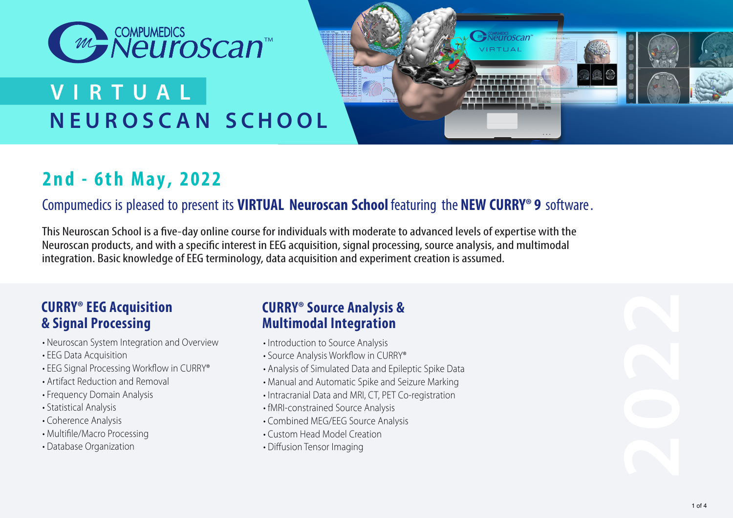# COMPUMEDICS Neuroscan™

## VIRTUAL NEUROSCAN SCHOOL

## 2nd - 6th May, 2022

Compumedics is pleased to present its **VIRTUAL Neuroscan School** featuring the **NEW CURRY® 9** software.

This Neuroscan School is a five-day online course for individuals with moderate to advanced levels of expertise with the Neuroscan products, and with a specific interest in EEG acquisition, signal processing, source analysis, and multimodal integration. Basic knowledge of EEG terminology, data acquisition and experiment creation is assumed.

### CURRY® EEG Acquisition & Signal Processing

- Neuroscan System Integration and Overview
- EEG Data Acquisition
- EEG Signal Processing Workflow in CURRY®
- Artifact Reduction and Removal
- Frequency Domain Analysis
- Statistical Analysis
- Coherence Analysis
- Multifile/Macro Processing
- Database Organization

### CURRY® Source Analysis & Multimodal Integration

- Introduction to Source Analysis
- Source Analysis Workflow in CURRY®
- Analysis of Simulated Data and Epileptic Spike Data
- Manual and Automatic Spike and Seizure Marking
- Intracranial Data and MRI, CT, PET Co-registration
- fMRI-constrained Source Analysis
- Combined MEG/EEG Source Analysis
- Custom Head Model Creation
- Diffusion Tensor Imaging

2022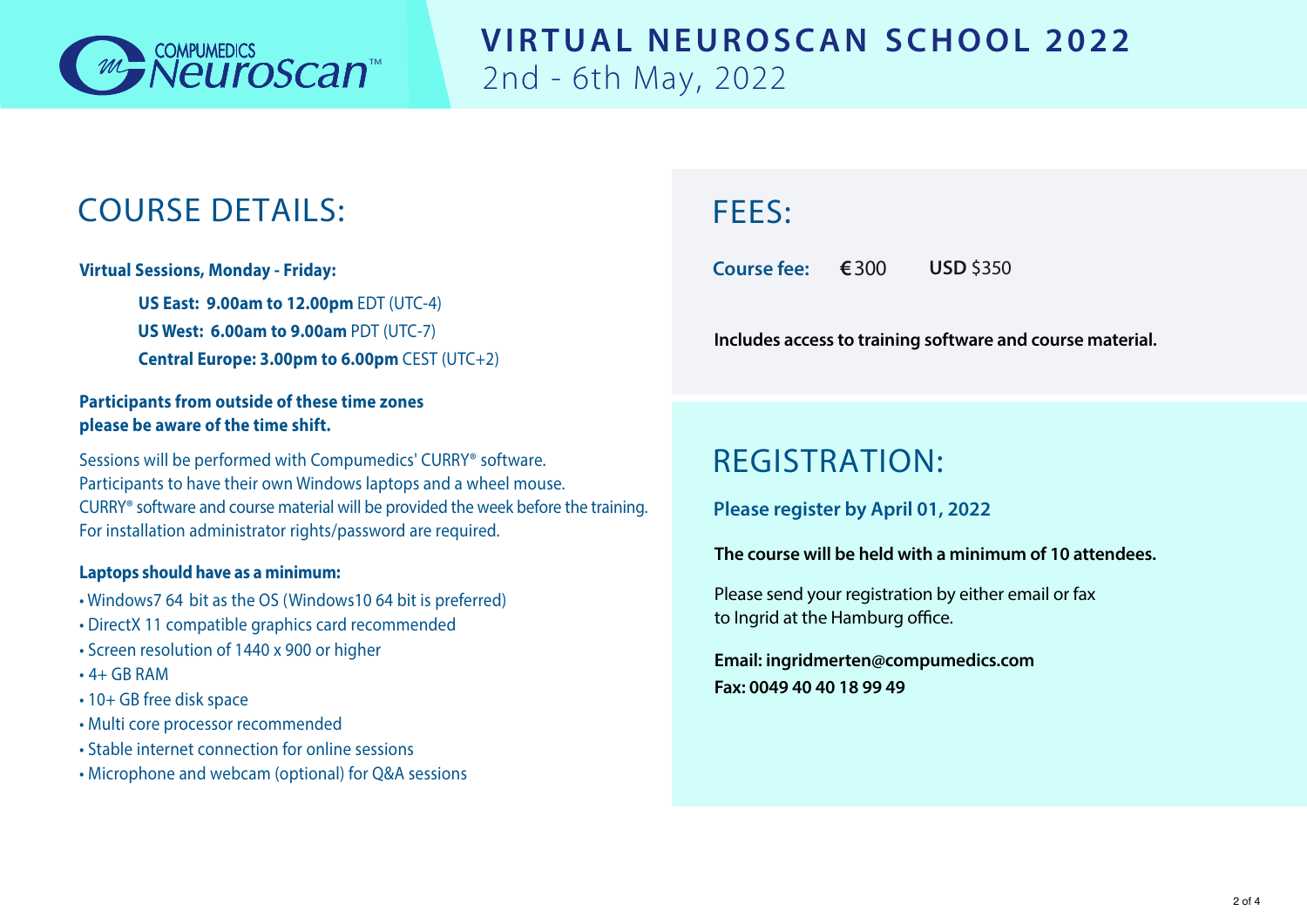# VIRTUAL NEUROSCAN SCHOOL 2022

2nd - 6th May, 2022

## COURSE DETAILS:

**Virtual Sessions, Monday - Friday:**

**US East: 9.00am to 12.00pm** EDT (UTC-4)
**US West: 6.00am to 9.00am** PDT (UTC-7)
**Central Europe: 3.00pm to 6.00pm** CEST (UTC+2)

**Participants from outside of these time zones please be aware of the time shift.**

Sessions will be performed with Compumedics' CURRY® software.
Participants to have their own Windows laptops and a wheel mouse.
CURRY® software and course material will be provided the week before the training.
For installation administrator rights/password are required.

**Laptops should have as a minimum:**

- Windows7 64 bit as the OS (Windows10 64 bit is preferred)
- DirectX 11 compatible graphics card recommended
- Screen resolution of 1440 x 900 or higher
- 4+ GB RAM
- 10+ GB free disk space
- Multi core processor recommended
- Stable internet connection for online sessions
- Microphone and webcam (optional) for Q&A sessions

## FEES:

**Course fee:** **€** 300 **USD** $350

**Includes access to training software and course material.**

## REGISTRATION:

**Please register by April 01, 2022**

**The course will be held with a minimum of 10 attendees.**

Please send your registration by either email or fax to Ingrid at the Hamburg office.

**Email: ingridmerten@compumedics.com**
**Fax: 0049 40 40 18 99 49**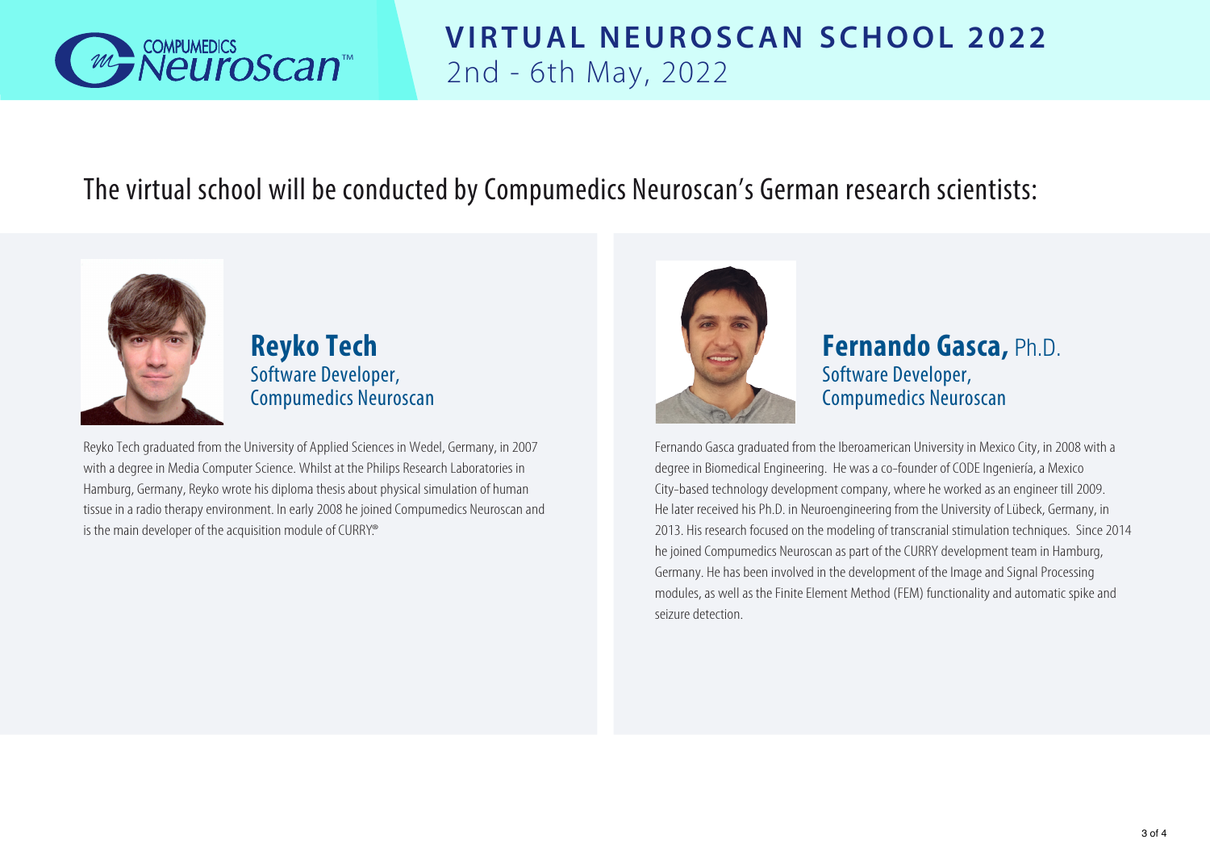# VIRTUAL NEUROSCAN SCHOOL 2022

2nd - 6th May, 2022

The virtual school will be conducted by Compumedics Neuroscan's German research scientists:

## Reyko Tech

Software Developer,
Compumedics Neuroscan

Reyko Tech graduated from the University of Applied Sciences in Wedel, Germany, in 2007 with a degree in Media Computer Science. Whilst at the Philips Research Laboratories in Hamburg, Germany, Reyko wrote his diploma thesis about physical simulation of human tissue in a radio therapy environment. In early 2008 he joined Compumedics Neuroscan and is the main developer of the acquisition module of CURRY.®

## Fernando Gasca, Ph.D.

Software Developer,
Compumedics Neuroscan

Fernando Gasca graduated from the Iberoamerican University in Mexico City, in 2008 with a degree in Biomedical Engineering. He was a co-founder of CODE Ingeniería, a Mexico City-based technology development company, where he worked as an engineer till 2009. He later received his Ph.D. in Neuroengineering from the University of Lübeck, Germany, in 2013. His research focused on the modeling of transcranial stimulation techniques. Since 2014 he joined Compumedics Neuroscan as part of the CURRY development team in Hamburg, Germany. He has been involved in the development of the Image and Signal Processing modules, as well as the Finite Element Method (FEM) functionality and automatic spike and seizure detection.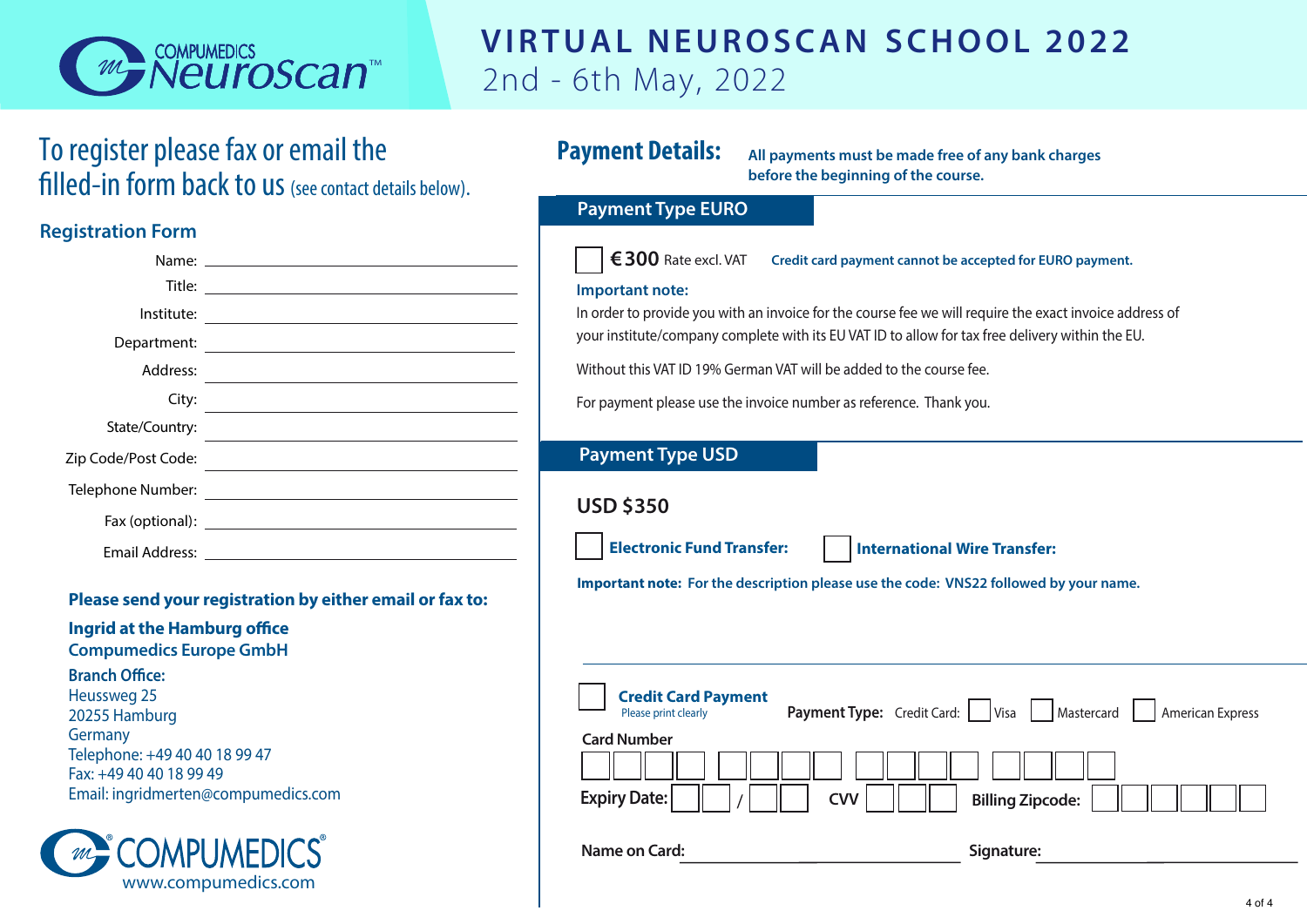# VIRTUAL NEUROSCAN SCHOOL 2022

2nd - 6th May, 2022

## To register please fax or email the filled-in form back to us (see contact details below).

### Registration Form

Name: ____________________

Title: ____________________

Institute: ____________________

Department: ____________________

Address: ____________________

City: ____________________

State/Country: ____________________

Zip Code/Post Code: ____________________

Telephone Number: ____________________

Fax (optional): ____________________

Email Address: ____________________

**Please send your registration by either email or fax to:**

**Ingrid at the Hamburg office**
**Compumedics Europe GmbH**

**Branch Office:**
Heussweg 25
20255 Hamburg
Germany
Telephone: +49 40 40 18 99 47
Fax: +49 40 40 18 99 49
Email: ingridmerten@compumedics.com

COMPUMEDICS®
www.compumedics.com

## Payment Details:

**All payments must be made free of any bank charges before the beginning of the course.**

### Payment Type EURO

☐ **€300** Rate excl. VAT  **Credit card payment cannot be accepted for EURO payment.**

**Important note:**
In order to provide you with an invoice for the course fee we will require the exact invoice address of your institute/company complete with its EU VAT ID to allow for tax free delivery within the EU.

Without this VAT ID 19% German VAT will be added to the course fee.

For payment please use the invoice number as reference. Thank you.

### Payment Type USD

**USD $350**

☐ **Electronic Fund Transfer:**  ☐ **International Wire Transfer:**

**Important note: For the description please use the code: VNS22 followed by your name.**

☐ **Credit Card Payment**
Please print clearly

**Payment Type:** Credit Card: ☐ Visa ☐ Mastercard ☐ American Express

**Card Number**

☐☐☐☐ ☐☐☐☐ ☐☐☐☐ ☐☐☐☐

**Expiry Date:** ☐☐ / ☐☐  **CVV** ☐☐☐  **Billing Zipcode:** ☐☐☐☐☐☐

**Name on Card:** ____________________  **Signature:** ____________________